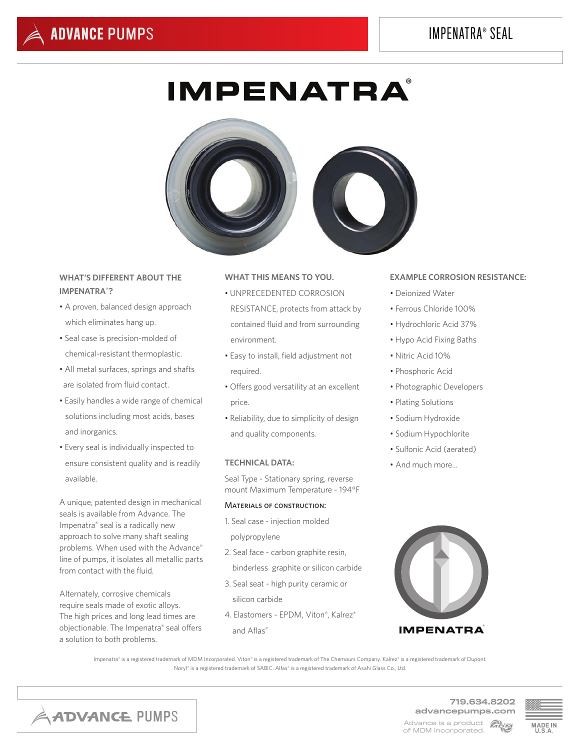# IMPENATRA®

## WHAT'S DIFFERENT ABOUT THE IMPENATRA®?

- A proven, balanced design approach which eliminates hang up.
- Seal case is precision-molded of chemical-resistant thermoplastic.
- All metal surfaces, springs and shafts are isolated from fluid contact.
- Easily handles a wide range of chemical solutions including most acids, bases and inorganics.
- Every seal is individually inspected to ensure consistent quality and is readily available.

A unique, patented design in mechanical seals is available from Advance. The Impenatra® seal is a radically new approach to solve many shaft sealing problems. When used with the Advance® line of pumps, it isolates all metallic parts from contact with the fluid.

Alternately, corrosive chemicals require seals made of exotic alloys. The high prices and long lead times are objectionable. The Impenatra® seal offers a solution to both problems.

## WHAT THIS MEANS TO YOU.

- UNPRECEDENTED CORROSION RESISTANCE, protects from attack by contained fluid and from surrounding environment.
- Easy to install, field adjustment not required.
- Offers good versatility at an excellent price.
- Reliability, due to simplicity of design and quality components.

## TECHNICAL DATA:

Seal Type - Stationary spring, reverse mount Maximum Temperature - 194°F

### MATERIALS OF CONSTRUCTION:

1. Seal case - injection molded polypropylene
2. Seal face - carbon graphite resin, binderless graphite or silicon carbide
3. Seal seat - high purity ceramic or silicon carbide
4. Elastomers - EPDM, Viton®, Kalrez® and Aflas®

## EXAMPLE CORROSION RESISTANCE:

- Deionized Water
- Ferrous Chloride 100%
- Hydrochloric Acid 37%
- Hypo Acid Fixing Baths
- Nitric Acid 10%
- Phosphoric Acid
- Photographic Developers
- Plating Solutions
- Sodium Hydroxide
- Sodium Hypochlorite
- Sulfonic Acid (aerated)
- And much more...

Impenatra® is a registered trademark of MDM Incorporated. Viton® is a registered trademark of The Chemours Company. Kalrez® is a registered trademark of Dupont. Noryl® is a registered trademark of SABIC. Alfas® is a registered trademark of Asahi Glass Co., Ltd.

719.634.8202
advancepumps.com
Advance is a product of MDM Incorporated.
MADE IN U.S.A.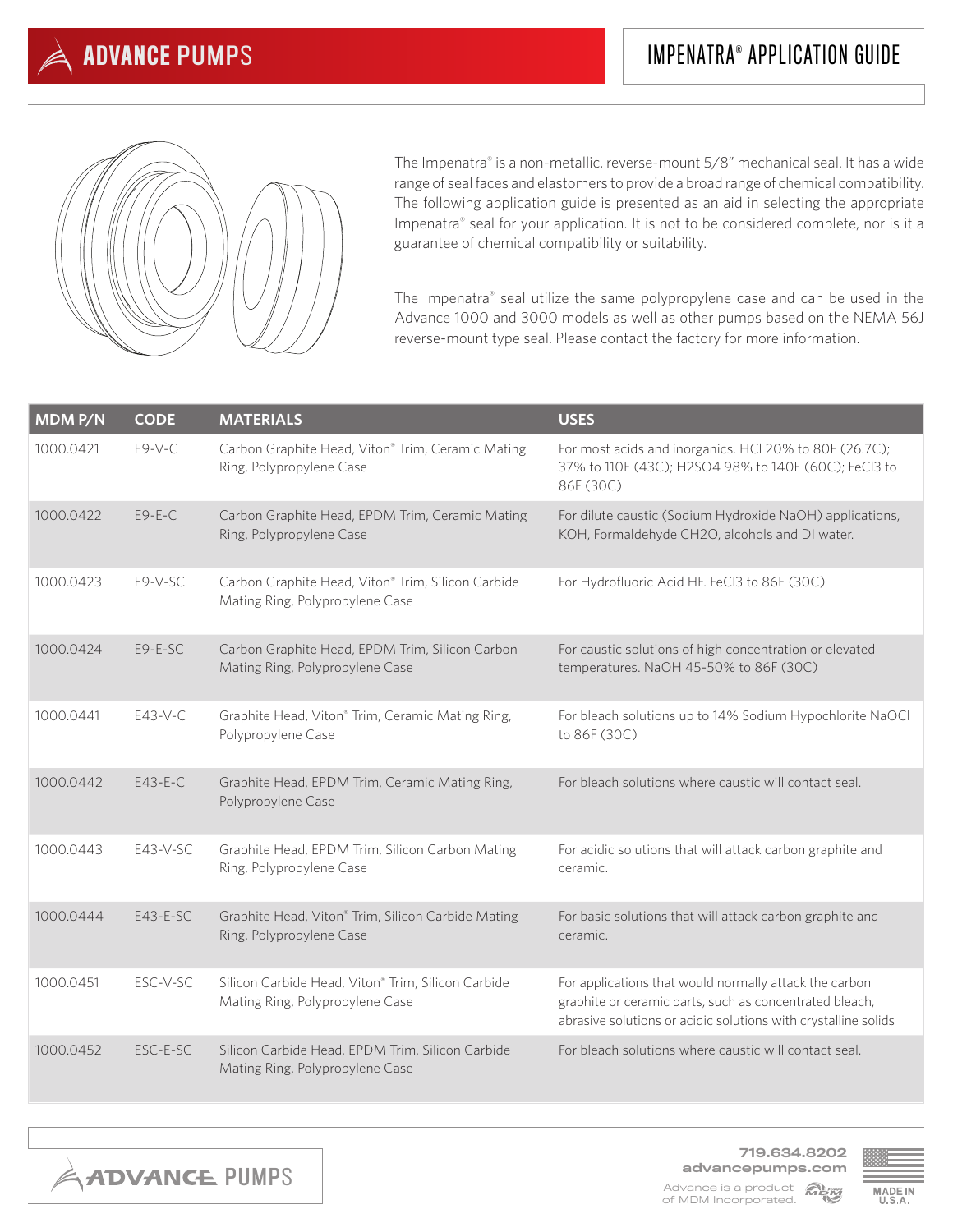# IMPENATRA® APPLICATION GUIDE

The Impenatra® is a non-metallic, reverse-mount 5/8" mechanical seal. It has a wide range of seal faces and elastomers to provide a broad range of chemical compatibility. The following application guide is presented as an aid in selecting the appropriate Impenatra® seal for your application. It is not to be considered complete, nor is it a guarantee of chemical compatibility or suitability.

The Impenatra® seal utilize the same polypropylene case and can be used in the Advance 1000 and 3000 models as well as other pumps based on the NEMA 56J reverse-mount type seal. Please contact the factory for more information.

| MDM P/N | CODE | MATERIALS | USES |
|---|---|---|---|
| 1000.0421 | E9-V-C | Carbon Graphite Head, Viton® Trim, Ceramic Mating Ring, Polypropylene Case | For most acids and inorganics. HCl 20% to 80F (26.7C); 37% to 110F (43C); H2SO4 98% to 140F (60C); FeCl3 to 86F (30C) |
| 1000.0422 | E9-E-C | Carbon Graphite Head, EPDM Trim, Ceramic Mating Ring, Polypropylene Case | For dilute caustic (Sodium Hydroxide NaOH) applications, KOH, Formaldehyde CH2O, alcohols and DI water. |
| 1000.0423 | E9-V-SC | Carbon Graphite Head, Viton® Trim, Silicon Carbide Mating Ring, Polypropylene Case | For Hydrofluoric Acid HF. FeCl3 to 86F (30C) |
| 1000.0424 | E9-E-SC | Carbon Graphite Head, EPDM Trim, Silicon Carbon Mating Ring, Polypropylene Case | For caustic solutions of high concentration or elevated temperatures. NaOH 45-50% to 86F (30C) |
| 1000.0441 | E43-V-C | Graphite Head, Viton® Trim, Ceramic Mating Ring, Polypropylene Case | For bleach solutions up to 14% Sodium Hypochlorite NaOCl to 86F (30C) |
| 1000.0442 | E43-E-C | Graphite Head, EPDM Trim, Ceramic Mating Ring, Polypropylene Case | For bleach solutions where caustic will contact seal. |
| 1000.0443 | E43-V-SC | Graphite Head, EPDM Trim, Silicon Carbon Mating Ring, Polypropylene Case | For acidic solutions that will attack carbon graphite and ceramic. |
| 1000.0444 | E43-E-SC | Graphite Head, Viton® Trim, Silicon Carbide Mating Ring, Polypropylene Case | For basic solutions that will attack carbon graphite and ceramic. |
| 1000.0451 | ESC-V-SC | Silicon Carbide Head, Viton® Trim, Silicon Carbide Mating Ring, Polypropylene Case | For applications that would normally attack the carbon graphite or ceramic parts, such as concentrated bleach, abrasive solutions or acidic solutions with crystalline solids |
| 1000.0452 | ESC-E-SC | Silicon Carbide Head, EPDM Trim, Silicon Carbide Mating Ring, Polypropylene Case | For bleach solutions where caustic will contact seal. |

719.634.8202
advancepumps.com
Advance is a product of MDM Incorporated.
MADE IN U.S.A.